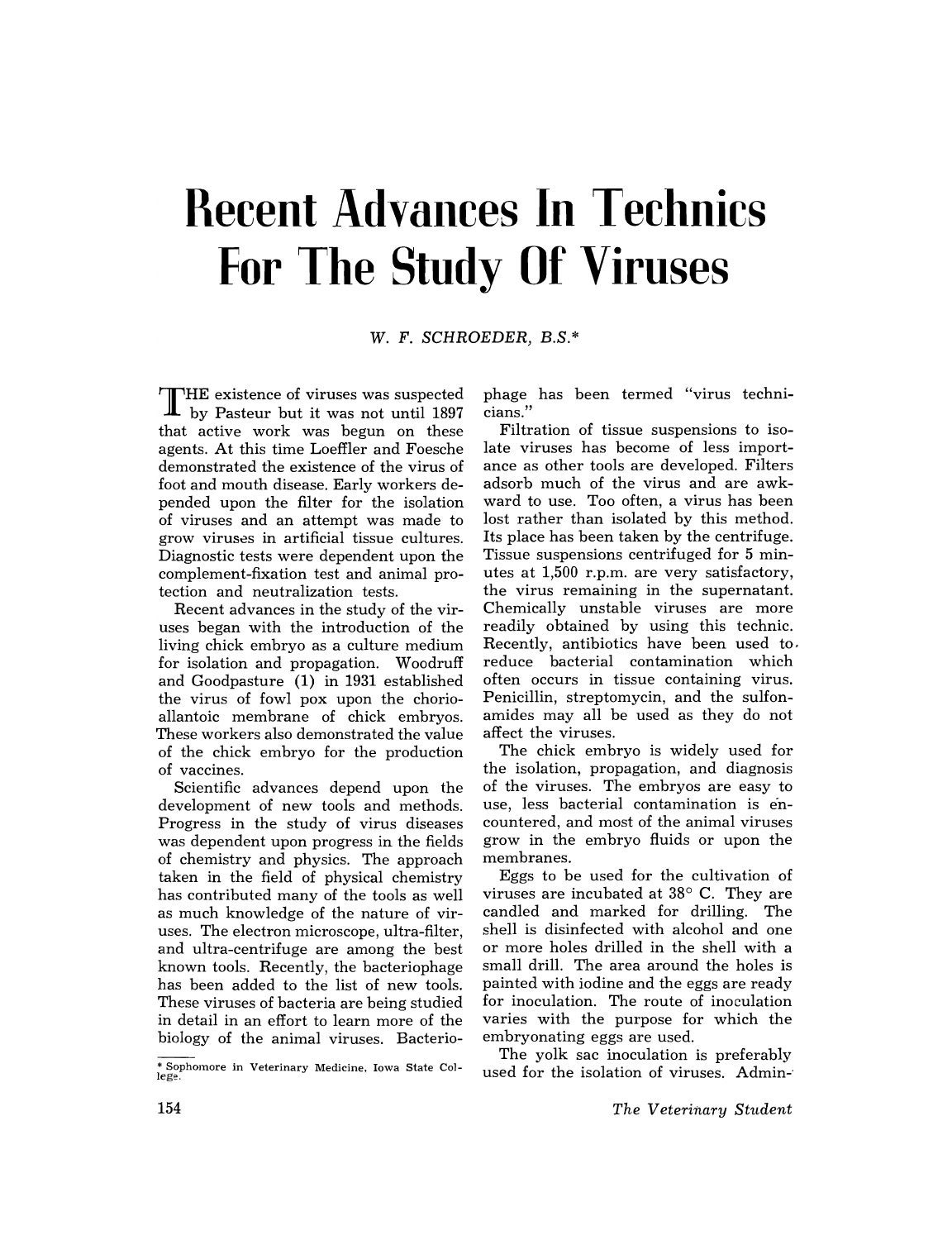# Recent Advances In Technics For The Study Of Viruses

*W. F. SCHROEDER, B.S.**

THE existence of viruses was suspected by Pasteur but it was not until 1897 that active work was begun on these agents. At this time Loeffler and Foesche demonstrated the existence of the virus of foot and mouth disease. Early workers depended upon the filter for the isolation of viruses and an attempt was made to grow viruses in artificial tissue cultures. Diagnostic tests were dependent upon the complement-fixation test and animal protection and neutralization tests.

Recent advances in the study of the viruses began with the introduction of the living chick embryo as a culture medium for isolation and propagation. Woodruff and Goodpasture (1) in 1931 established the virus of fowl pox upon the chorio-allantoic membrane of chick embryos. These workers also demonstrated the value of the chick embryo for the production of vaccines.

Scientific advances depend upon the development of new tools and methods. Progress in the study of virus diseases was dependent upon progress in the fields of chemistry and physics. The approach taken in the field of physical chemistry has contributed many of the tools as well as much knowledge of the nature of viruses. The electron microscope, ultra-filter, and ultra-centrifuge are among the best known tools. Recently, the bacteriophage has been added to the list of new tools. These viruses of bacteria are being studied in detail in an effort to learn more of the biology of the animal viruses. Bacteriophage has been termed "virus technicians."

Filtration of tissue suspensions to isolate viruses has become of less importance as other tools are developed. Filters adsorb much of the virus and are awkward to use. Too often, a virus has been lost rather than isolated by this method. Its place has been taken by the centrifuge. Tissue suspensions centrifuged for 5 minutes at 1,500 r.p.m. are very satisfactory, the virus remaining in the supernatant. Chemically unstable viruses are more readily obtained by using this technic. Recently, antibiotics have been used to reduce bacterial contamination which often occurs in tissue containing virus. Penicillin, streptomycin, and the sulfonamides may all be used as they do not affect the viruses.

The chick embryo is widely used for the isolation, propagation, and diagnosis of the viruses. The embryos are easy to use, less bacterial contamination is encountered, and most of the animal viruses grow in the embryo fluids or upon the membranes.

Eggs to be used for the cultivation of viruses are incubated at 38° C. They are candled and marked for drilling. The shell is disinfected with alcohol and one or more holes drilled in the shell with a small drill. The area around the holes is painted with iodine and the eggs are ready for inoculation. The route of inoculation varies with the purpose for which the embryonating eggs are used.

The yolk sac inoculation is preferably used for the isolation of viruses. Admin-

---

\* Sophomore in Veterinary Medicine, Iowa State College.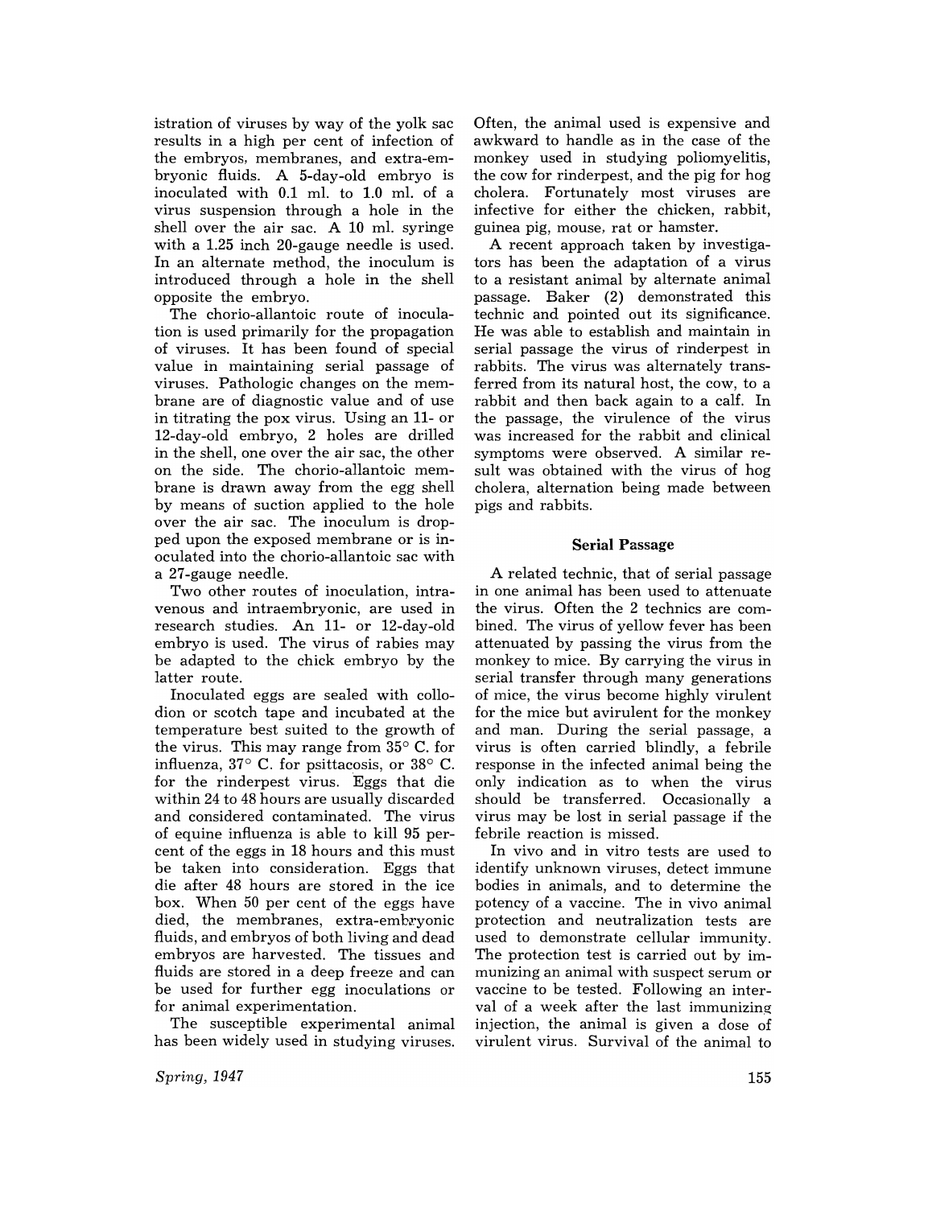istration of viruses by way of the yolk sac results in a high per cent of infection of the embryos, membranes, and extra-embryonic fluids. A 5-day-old embryo is inoculated with 0.1 ml. to 1.0 ml. of a virus suspension through a hole in the shell over the air sac. A 10 ml. syringe with a 1.25 inch 20-gauge needle is used. In an alternate method, the inoculum is introduced through a hole in the shell opposite the embryo.

The chorio-allantoic route of inoculation is used primarily for the propagation of viruses. It has been found of special value in maintaining serial passage of viruses. Pathologic changes on the membrane are of diagnostic value and of use in titrating the pox virus. Using an 11- or 12-day-old embryo, 2 holes are drilled in the shell, one over the air sac, the other on the side. The chorio-allantoic membrane is drawn away from the egg shell by means of suction applied to the hole over the air sac. The inoculum is dropped upon the exposed membrane or is inoculated into the chorio-allantoic sac with a 27-gauge needle.

Two other routes of inoculation, intravenous and intraembryonic, are used in research studies. An 11- or 12-day-old embryo is used. The virus of rabies may be adapted to the chick embryo by the latter route.

Inoculated eggs are sealed with collodion or scotch tape and incubated at the temperature best suited to the growth of the virus. This may range from 35° C. for influenza, 37° C. for psittacosis, or 38° C. for the rinderpest virus. Eggs that die within 24 to 48 hours are usually discarded and considered contaminated. The virus of equine influenza is able to kill 95 percent of the eggs in 18 hours and this must be taken into consideration. Eggs that die after 48 hours are stored in the ice box. When 50 per cent of the eggs have died, the membranes, extra-embryonic fluids, and embryos of both living and dead embryos are harvested. The tissues and fluids are stored in a deep freeze and can be used for further egg inoculations or for animal experimentation.

The susceptible experimental animal has been widely used in studying viruses. Often, the animal used is expensive and awkward to handle as in the case of the monkey used in studying poliomyelitis, the cow for rinderpest, and the pig for hog cholera. Fortunately most viruses are infective for either the chicken, rabbit, guinea pig, mouse, rat or hamster.

A recent approach taken by investigators has been the adaptation of a virus to a resistant animal by alternate animal passage. Baker (2) demonstrated this technic and pointed out its significance. He was able to establish and maintain in serial passage the virus of rinderpest in rabbits. The virus was alternately transferred from its natural host, the cow, to a rabbit and then back again to a calf. In the passage, the virulence of the virus was increased for the rabbit and clinical symptoms were observed. A similar result was obtained with the virus of hog cholera, alternation being made between pigs and rabbits.

### Serial Passage

A related technic, that of serial passage in one animal has been used to attenuate the virus. Often the 2 technics are combined. The virus of yellow fever has been attenuated by passing the virus from the monkey to mice. By carrying the virus in serial transfer through many generations of mice, the virus become highly virulent for the mice but avirulent for the monkey and man. During the serial passage, a virus is often carried blindly, a febrile response in the infected animal being the only indication as to when the virus should be transferred. Occasionally a virus may be lost in serial passage if the febrile reaction is missed.

In vivo and in vitro tests are used to identify unknown viruses, detect immune bodies in animals, and to determine the potency of a vaccine. The in vivo animal protection and neutralization tests are used to demonstrate cellular immunity. The protection test is carried out by immunizing an animal with suspect serum or vaccine to be tested. Following an interval of a week after the last immunizing injection, the animal is given a dose of virulent virus. Survival of the animal to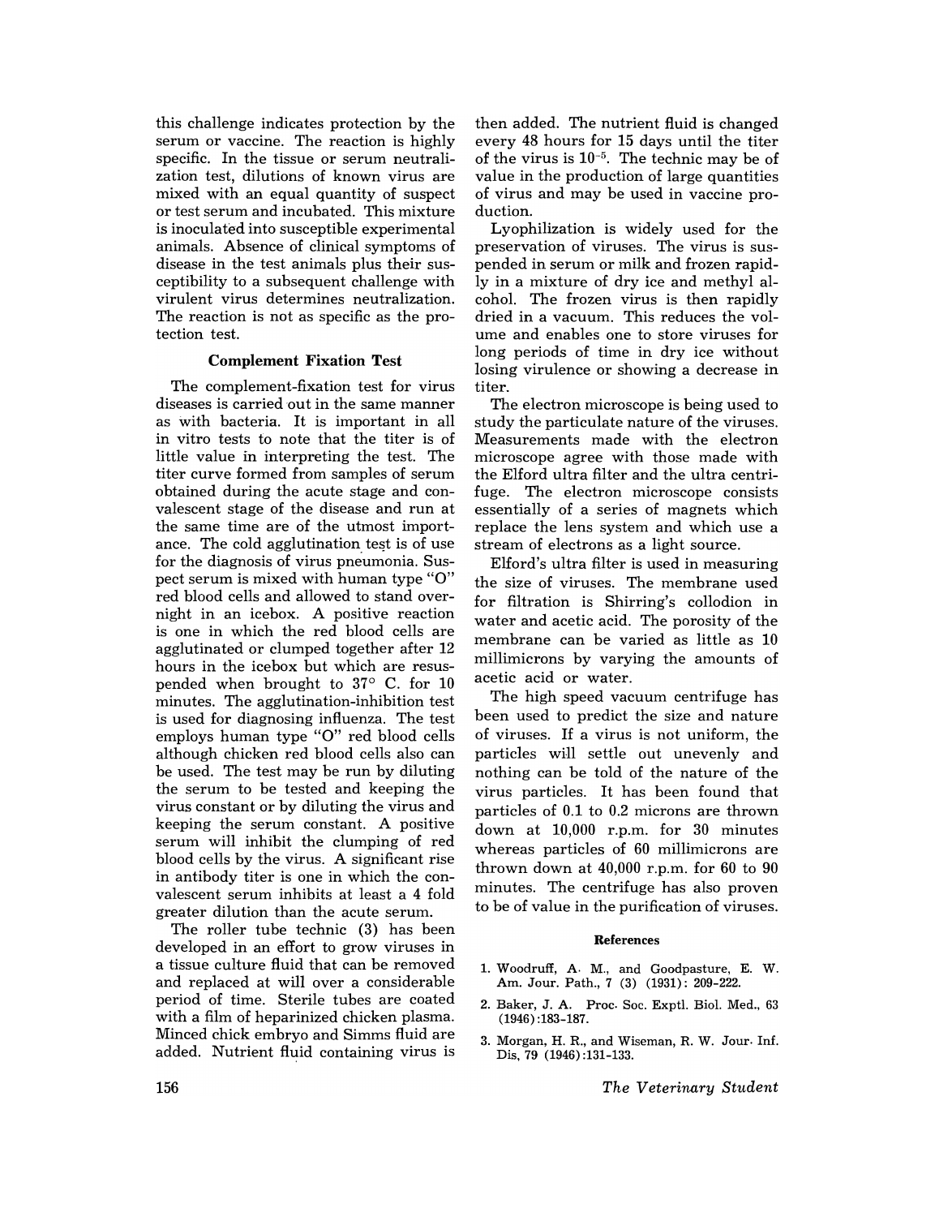this challenge indicates protection by the serum or vaccine. The reaction is highly specific. In the tissue or serum neutralization test, dilutions of known virus are mixed with an equal quantity of suspect or test serum and incubated. This mixture is inoculated into susceptible experimental animals. Absence of clinical symptoms of disease in the test animals plus their susceptibility to a subsequent challenge with virulent virus determines neutralization. The reaction is not as specific as the protection test.

### Complement Fixation Test

The complement-fixation test for virus diseases is carried out in the same manner as with bacteria. It is important in all in vitro tests to note that the titer is of little value in interpreting the test. The titer curve formed from samples of serum obtained during the acute stage and convalescent stage of the disease and run at the same time are of the utmost importance. The cold agglutination test is of use for the diagnosis of virus pneumonia. Suspect serum is mixed with human type "O" red blood cells and allowed to stand overnight in an icebox. A positive reaction is one in which the red blood cells are agglutinated or clumped together after 12 hours in the icebox but which are resuspended when brought to 37° C. for 10 minutes. The agglutination-inhibition test is used for diagnosing influenza. The test employs human type "O" red blood cells although chicken red blood cells also can be used. The test may be run by diluting the serum to be tested and keeping the virus constant or by diluting the virus and keeping the serum constant. A positive serum will inhibit the clumping of red blood cells by the virus. A significant rise in antibody titer is one in which the convalescent serum inhibits at least a 4 fold greater dilution than the acute serum.

The roller tube technic (3) has been developed in an effort to grow viruses in a tissue culture fluid that can be removed and replaced at will over a considerable period of time. Sterile tubes are coated with a film of heparinized chicken plasma. Minced chick embryo and Simms fluid are added. Nutrient fluid containing virus is then added. The nutrient fluid is changed every 48 hours for 15 days until the titer of the virus is $10^{-5}$. The technic may be of value in the production of large quantities of virus and may be used in vaccine production.

Lyophilization is widely used for the preservation of viruses. The virus is suspended in serum or milk and frozen rapidly in a mixture of dry ice and methyl alcohol. The frozen virus is then rapidly dried in a vacuum. This reduces the volume and enables one to store viruses for long periods of time in dry ice without losing virulence or showing a decrease in titer.

The electron microscope is being used to study the particulate nature of the viruses. Measurements made with the electron microscope agree with those made with the Elford ultra filter and the ultra centrifuge. The electron microscope consists essentially of a series of magnets which replace the lens system and which use a stream of electrons as a light source.

Elford's ultra filter is used in measuring the size of viruses. The membrane used for filtration is Shirring's collodion in water and acetic acid. The porosity of the membrane can be varied as little as 10 millimicrons by varying the amounts of acetic acid or water.

The high speed vacuum centrifuge has been used to predict the size and nature of viruses. If a virus is not uniform, the particles will settle out unevenly and nothing can be told of the nature of the virus particles. It has been found that particles of 0.1 to 0.2 microns are thrown down at 10,000 r.p.m. for 30 minutes whereas particles of 60 millimicrons are thrown down at 40,000 r.p.m. for 60 to 90 minutes. The centrifuge has also proven to be of value in the purification of viruses.

#### References

1. Woodruff, A. M., and Goodpasture, E. W. Am. Jour. Path., 7 (3) (1931): 209-222.
2. Baker, J. A. Proc. Soc. Exptl. Biol. Med., 63 (1946):183-187.
3. Morgan, H. R., and Wiseman, R. W. Jour. Inf. Dis, 79 (1946):131-133.